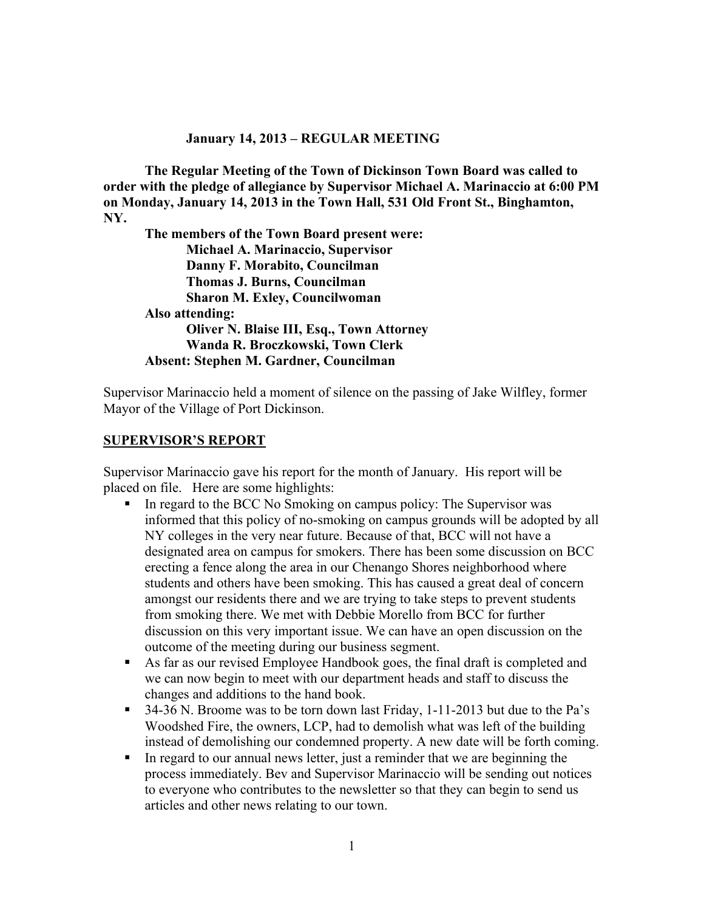**January 14, 2013 – REGULAR MEETING**

**The Regular Meeting of the Town of Dickinson Town Board was called to order with the pledge of allegiance by Supervisor Michael A. Marinaccio at 6:00 PM on Monday, January 14, 2013 in the Town Hall, 531 Old Front St., Binghamton, NY.**

**The members of the Town Board present were:**
**Michael A. Marinaccio, Supervisor**
**Danny F. Morabito, Councilman**
**Thomas J. Burns, Councilman**
**Sharon M. Exley, Councilwoman**

**Also attending:**
**Oliver N. Blaise III, Esq., Town Attorney**
**Wanda R. Broczkowski, Town Clerk**

**Absent: Stephen M. Gardner, Councilman**

Supervisor Marinaccio held a moment of silence on the passing of Jake Wilfley, former Mayor of the Village of Port Dickinson.

## SUPERVISOR'S REPORT

Supervisor Marinaccio gave his report for the month of January. His report will be placed on file. Here are some highlights:

- In regard to the BCC No Smoking on campus policy: The Supervisor was informed that this policy of no-smoking on campus grounds will be adopted by all NY colleges in the very near future. Because of that, BCC will not have a designated area on campus for smokers. There has been some discussion on BCC erecting a fence along the area in our Chenango Shores neighborhood where students and others have been smoking. This has caused a great deal of concern amongst our residents there and we are trying to take steps to prevent students from smoking there. We met with Debbie Morello from BCC for further discussion on this very important issue. We can have an open discussion on the outcome of the meeting during our business segment.
- As far as our revised Employee Handbook goes, the final draft is completed and we can now begin to meet with our department heads and staff to discuss the changes and additions to the hand book.
- 34-36 N. Broome was to be torn down last Friday, 1-11-2013 but due to the Pa's Woodshed Fire, the owners, LCP, had to demolish what was left of the building instead of demolishing our condemned property. A new date will be forth coming.
- In regard to our annual news letter, just a reminder that we are beginning the process immediately. Bev and Supervisor Marinaccio will be sending out notices to everyone who contributes to the newsletter so that they can begin to send us articles and other news relating to our town.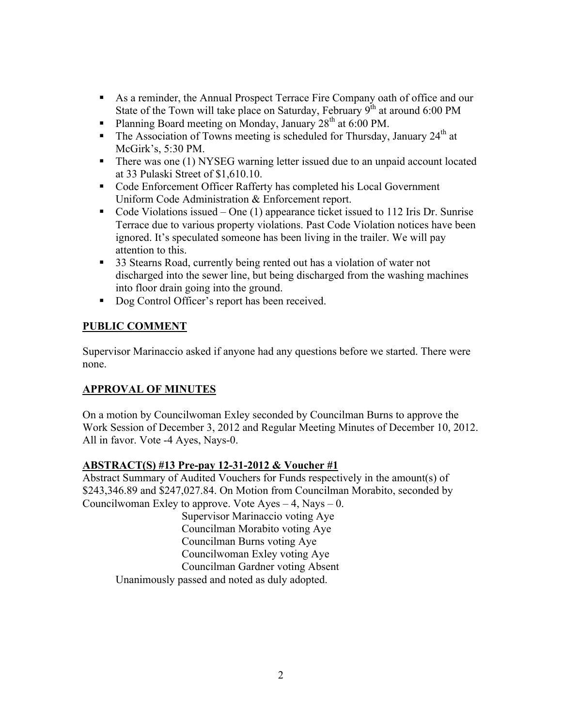- As a reminder, the Annual Prospect Terrace Fire Company oath of office and our State of the Town will take place on Saturday, February 9th at around 6:00 PM
- Planning Board meeting on Monday, January 28th at 6:00 PM.
- The Association of Towns meeting is scheduled for Thursday, January 24th at McGirk's, 5:30 PM.
- There was one (1) NYSEG warning letter issued due to an unpaid account located at 33 Pulaski Street of $1,610.10.
- Code Enforcement Officer Rafferty has completed his Local Government Uniform Code Administration & Enforcement report.
- Code Violations issued – One (1) appearance ticket issued to 112 Iris Dr. Sunrise Terrace due to various property violations. Past Code Violation notices have been ignored. It's speculated someone has been living in the trailer. We will pay attention to this.
- 33 Stearns Road, currently being rented out has a violation of water not discharged into the sewer line, but being discharged from the washing machines into floor drain going into the ground.
- Dog Control Officer's report has been received.

## PUBLIC COMMENT

Supervisor Marinaccio asked if anyone had any questions before we started. There were none.

## APPROVAL OF MINUTES

On a motion by Councilwoman Exley seconded by Councilman Burns to approve the Work Session of December 3, 2012 and Regular Meeting Minutes of December 10, 2012. All in favor. Vote -4 Ayes, Nays-0.

## ABSTRACT(S) #13 Pre-pay 12-31-2012 & Voucher #1

Abstract Summary of Audited Vouchers for Funds respectively in the amount(s) of $243,346.89 and $247,027.84. On Motion from Councilman Morabito, seconded by Councilwoman Exley to approve. Vote Ayes – 4, Nays – 0.

Supervisor Marinaccio voting Aye
Councilman Morabito voting Aye
Councilman Burns voting Aye
Councilwoman Exley voting Aye
Councilman Gardner voting Absent

Unanimously passed and noted as duly adopted.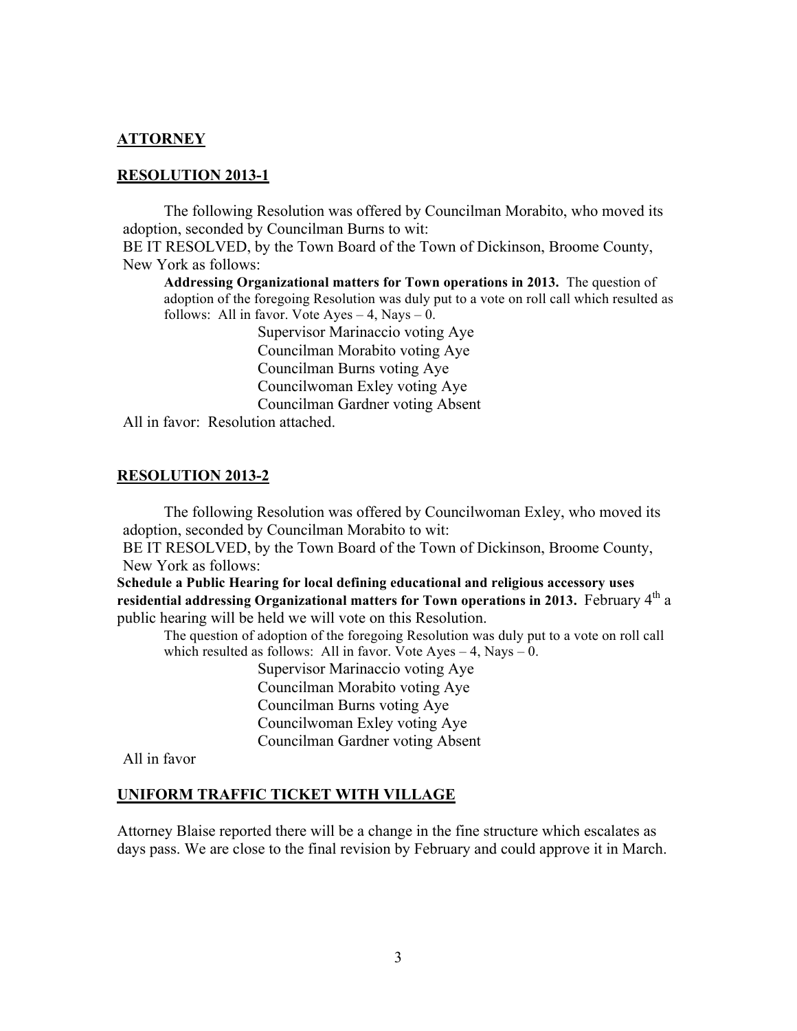## ATTORNEY

## RESOLUTION 2013-1

The following Resolution was offered by Councilman Morabito, who moved its adoption, seconded by Councilman Burns to wit:

BE IT RESOLVED, by the Town Board of the Town of Dickinson, Broome County, New York as follows:

**Addressing Organizational matters for Town operations in 2013.** The question of adoption of the foregoing Resolution was duly put to a vote on roll call which resulted as follows: All in favor. Vote Ayes – 4, Nays – 0.

Supervisor Marinaccio voting Aye
Councilman Morabito voting Aye
Councilman Burns voting Aye
Councilwoman Exley voting Aye
Councilman Gardner voting Absent

All in favor: Resolution attached.

## RESOLUTION 2013-2

The following Resolution was offered by Councilwoman Exley, who moved its adoption, seconded by Councilman Morabito to wit:

BE IT RESOLVED, by the Town Board of the Town of Dickinson, Broome County, New York as follows:

**Schedule a Public Hearing for local defining educational and religious accessory uses residential addressing Organizational matters for Town operations in 2013.** February 4th a public hearing will be held we will vote on this Resolution.

The question of adoption of the foregoing Resolution was duly put to a vote on roll call which resulted as follows: All in favor. Vote Ayes – 4, Nays – 0.

Supervisor Marinaccio voting Aye
Councilman Morabito voting Aye
Councilman Burns voting Aye
Councilwoman Exley voting Aye
Councilman Gardner voting Absent

All in favor

## UNIFORM TRAFFIC TICKET WITH VILLAGE

Attorney Blaise reported there will be a change in the fine structure which escalates as days pass. We are close to the final revision by February and could approve it in March.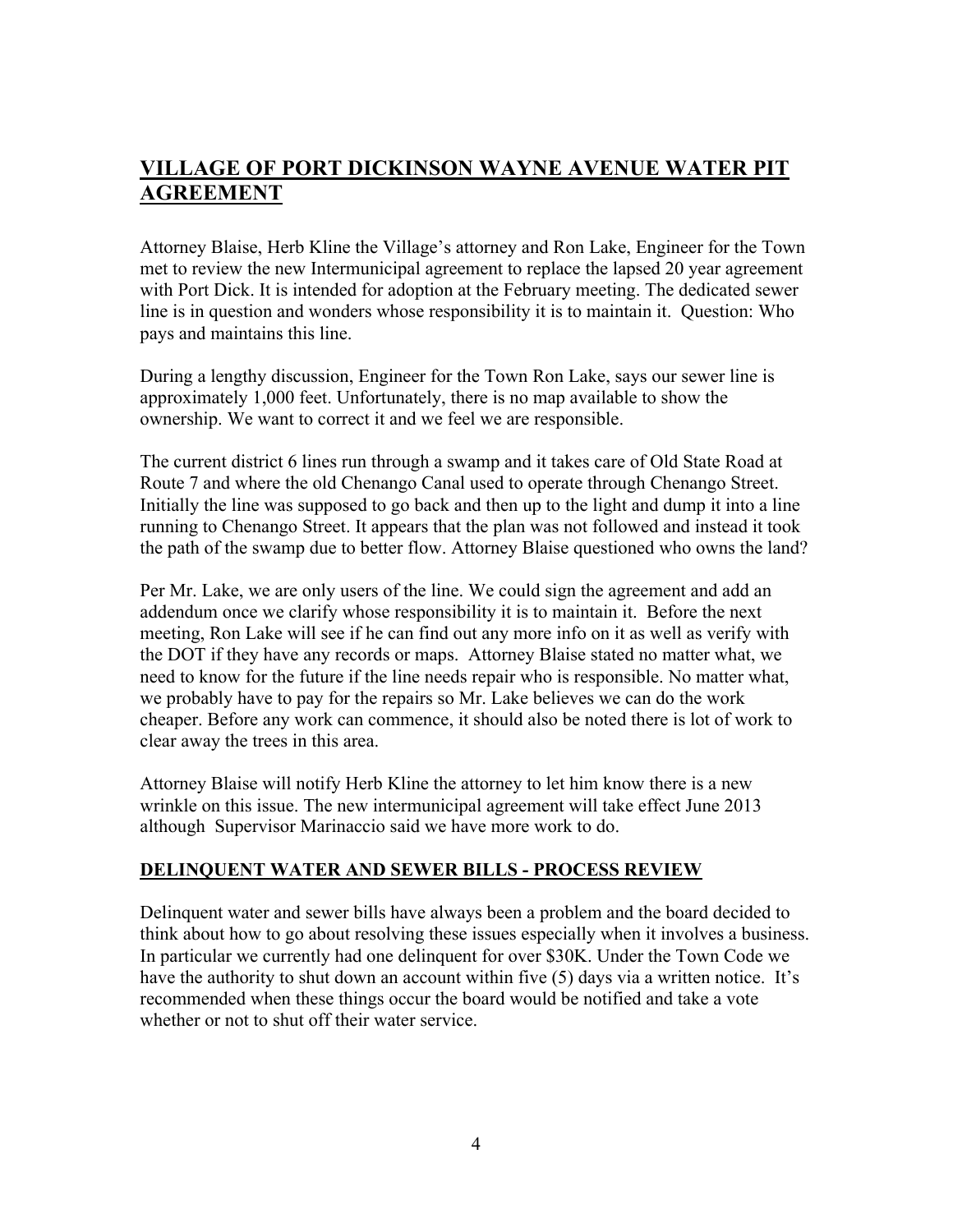## VILLAGE OF PORT DICKINSON WAYNE AVENUE WATER PIT AGREEMENT

Attorney Blaise, Herb Kline the Village's attorney and Ron Lake, Engineer for the Town met to review the new Intermunicipal agreement to replace the lapsed 20 year agreement with Port Dick. It is intended for adoption at the February meeting. The dedicated sewer line is in question and wonders whose responsibility it is to maintain it. Question: Who pays and maintains this line.

During a lengthy discussion, Engineer for the Town Ron Lake, says our sewer line is approximately 1,000 feet. Unfortunately, there is no map available to show the ownership. We want to correct it and we feel we are responsible.

The current district 6 lines run through a swamp and it takes care of Old State Road at Route 7 and where the old Chenango Canal used to operate through Chenango Street. Initially the line was supposed to go back and then up to the light and dump it into a line running to Chenango Street. It appears that the plan was not followed and instead it took the path of the swamp due to better flow. Attorney Blaise questioned who owns the land?

Per Mr. Lake, we are only users of the line. We could sign the agreement and add an addendum once we clarify whose responsibility it is to maintain it. Before the next meeting, Ron Lake will see if he can find out any more info on it as well as verify with the DOT if they have any records or maps. Attorney Blaise stated no matter what, we need to know for the future if the line needs repair who is responsible. No matter what, we probably have to pay for the repairs so Mr. Lake believes we can do the work cheaper. Before any work can commence, it should also be noted there is lot of work to clear away the trees in this area.

Attorney Blaise will notify Herb Kline the attorney to let him know there is a new wrinkle on this issue. The new intermunicipal agreement will take effect June 2013 although Supervisor Marinaccio said we have more work to do.

### DELINQUENT WATER AND SEWER BILLS - PROCESS REVIEW

Delinquent water and sewer bills have always been a problem and the board decided to think about how to go about resolving these issues especially when it involves a business. In particular we currently had one delinquent for over $30K. Under the Town Code we have the authority to shut down an account within five (5) days via a written notice. It's recommended when these things occur the board would be notified and take a vote whether or not to shut off their water service.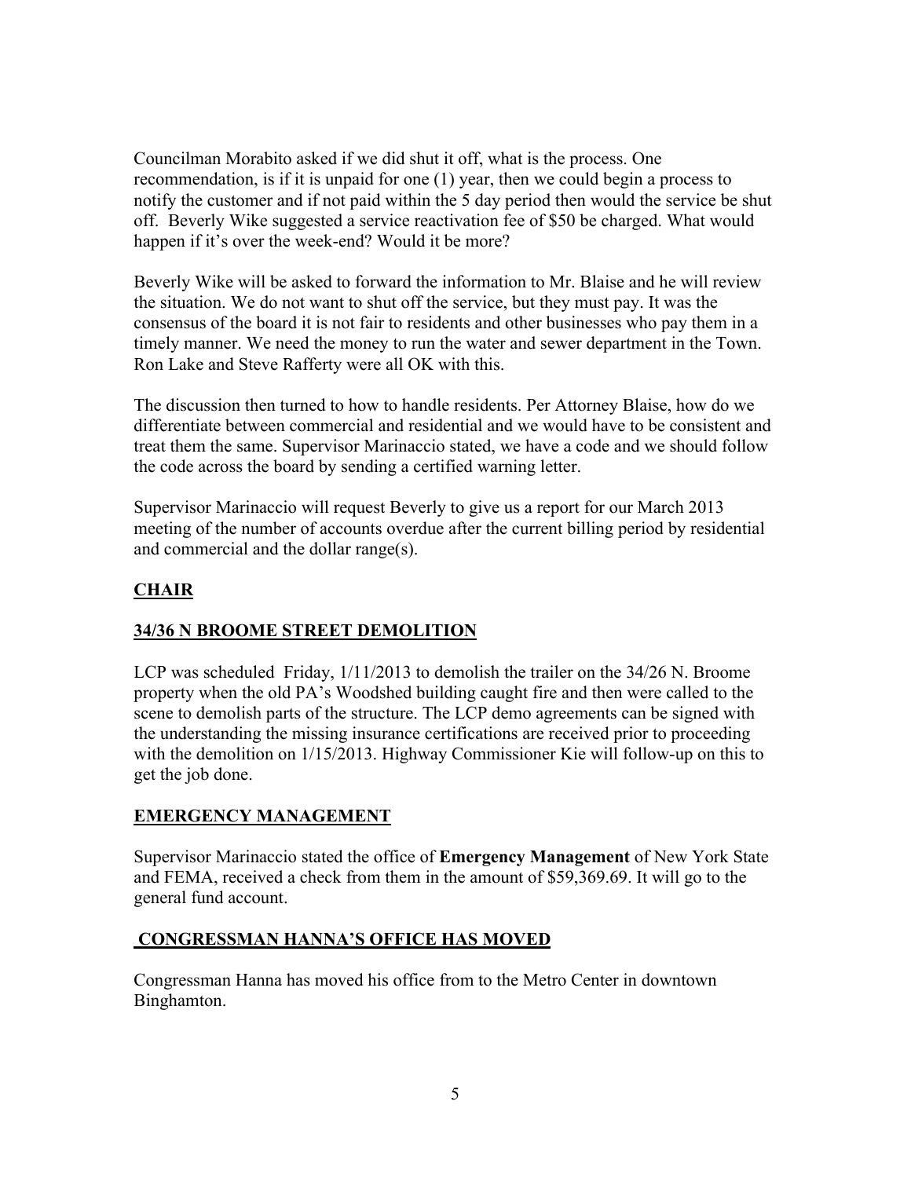Councilman Morabito asked if we did shut it off, what is the process. One recommendation, is if it is unpaid for one (1) year, then we could begin a process to notify the customer and if not paid within the 5 day period then would the service be shut off. Beverly Wike suggested a service reactivation fee of $50 be charged. What would happen if it's over the week-end? Would it be more?

Beverly Wike will be asked to forward the information to Mr. Blaise and he will review the situation. We do not want to shut off the service, but they must pay. It was the consensus of the board it is not fair to residents and other businesses who pay them in a timely manner. We need the money to run the water and sewer department in the Town. Ron Lake and Steve Rafferty were all OK with this.

The discussion then turned to how to handle residents. Per Attorney Blaise, how do we differentiate between commercial and residential and we would have to be consistent and treat them the same. Supervisor Marinaccio stated, we have a code and we should follow the code across the board by sending a certified warning letter.

Supervisor Marinaccio will request Beverly to give us a report for our March 2013 meeting of the number of accounts overdue after the current billing period by residential and commercial and the dollar range(s).

## CHAIR

## 34/36 N BROOME STREET DEMOLITION

LCP was scheduled Friday, 1/11/2013 to demolish the trailer on the 34/26 N. Broome property when the old PA's Woodshed building caught fire and then were called to the scene to demolish parts of the structure. The LCP demo agreements can be signed with the understanding the missing insurance certifications are received prior to proceeding with the demolition on 1/15/2013. Highway Commissioner Kie will follow-up on this to get the job done.

## EMERGENCY MANAGEMENT

Supervisor Marinaccio stated the office of **Emergency Management** of New York State and FEMA, received a check from them in the amount of $59,369.69. It will go to the general fund account.

## CONGRESSMAN HANNA'S OFFICE HAS MOVED

Congressman Hanna has moved his office from to the Metro Center in downtown Binghamton.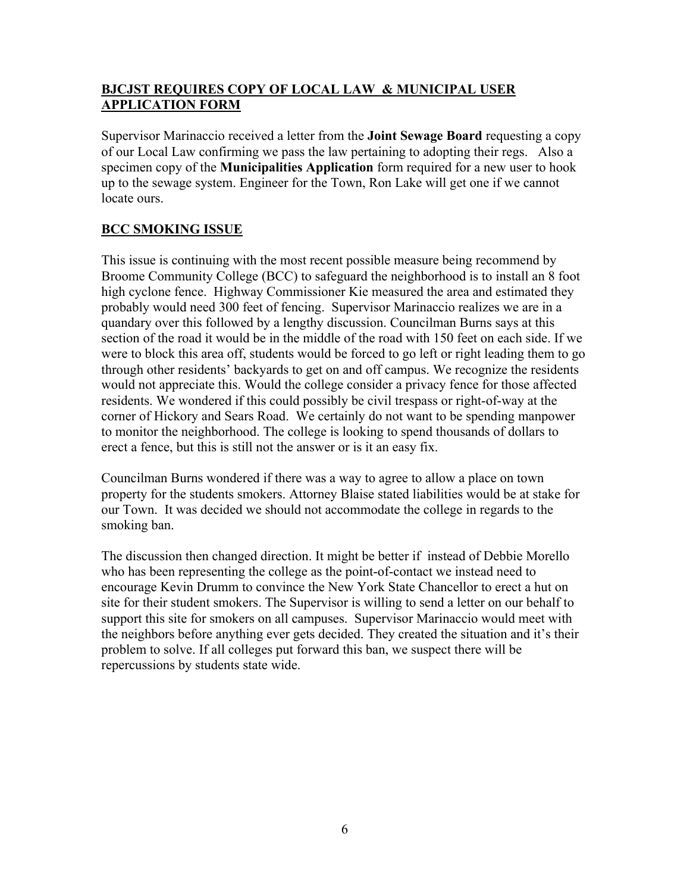## **BJCJST REQUIRES COPY OF LOCAL LAW & MUNICIPAL USER APPLICATION FORM**

Supervisor Marinaccio received a letter from the **Joint Sewage Board** requesting a copy of our Local Law confirming we pass the law pertaining to adopting their regs. Also a specimen copy of the **Municipalities Application** form required for a new user to hook up to the sewage system. Engineer for the Town, Ron Lake will get one if we cannot locate ours.

## **BCC SMOKING ISSUE**

This issue is continuing with the most recent possible measure being recommend by Broome Community College (BCC) to safeguard the neighborhood is to install an 8 foot high cyclone fence. Highway Commissioner Kie measured the area and estimated they probably would need 300 feet of fencing. Supervisor Marinaccio realizes we are in a quandary over this followed by a lengthy discussion. Councilman Burns says at this section of the road it would be in the middle of the road with 150 feet on each side. If we were to block this area off, students would be forced to go left or right leading them to go through other residents' backyards to get on and off campus. We recognize the residents would not appreciate this. Would the college consider a privacy fence for those affected residents. We wondered if this could possibly be civil trespass or right-of-way at the corner of Hickory and Sears Road. We certainly do not want to be spending manpower to monitor the neighborhood. The college is looking to spend thousands of dollars to erect a fence, but this is still not the answer or is it an easy fix.

Councilman Burns wondered if there was a way to agree to allow a place on town property for the students smokers. Attorney Blaise stated liabilities would be at stake for our Town. It was decided we should not accommodate the college in regards to the smoking ban.

The discussion then changed direction. It might be better if instead of Debbie Morello who has been representing the college as the point-of-contact we instead need to encourage Kevin Drumm to convince the New York State Chancellor to erect a hut on site for their student smokers. The Supervisor is willing to send a letter on our behalf to support this site for smokers on all campuses. Supervisor Marinaccio would meet with the neighbors before anything ever gets decided. They created the situation and it's their problem to solve. If all colleges put forward this ban, we suspect there will be repercussions by students state wide.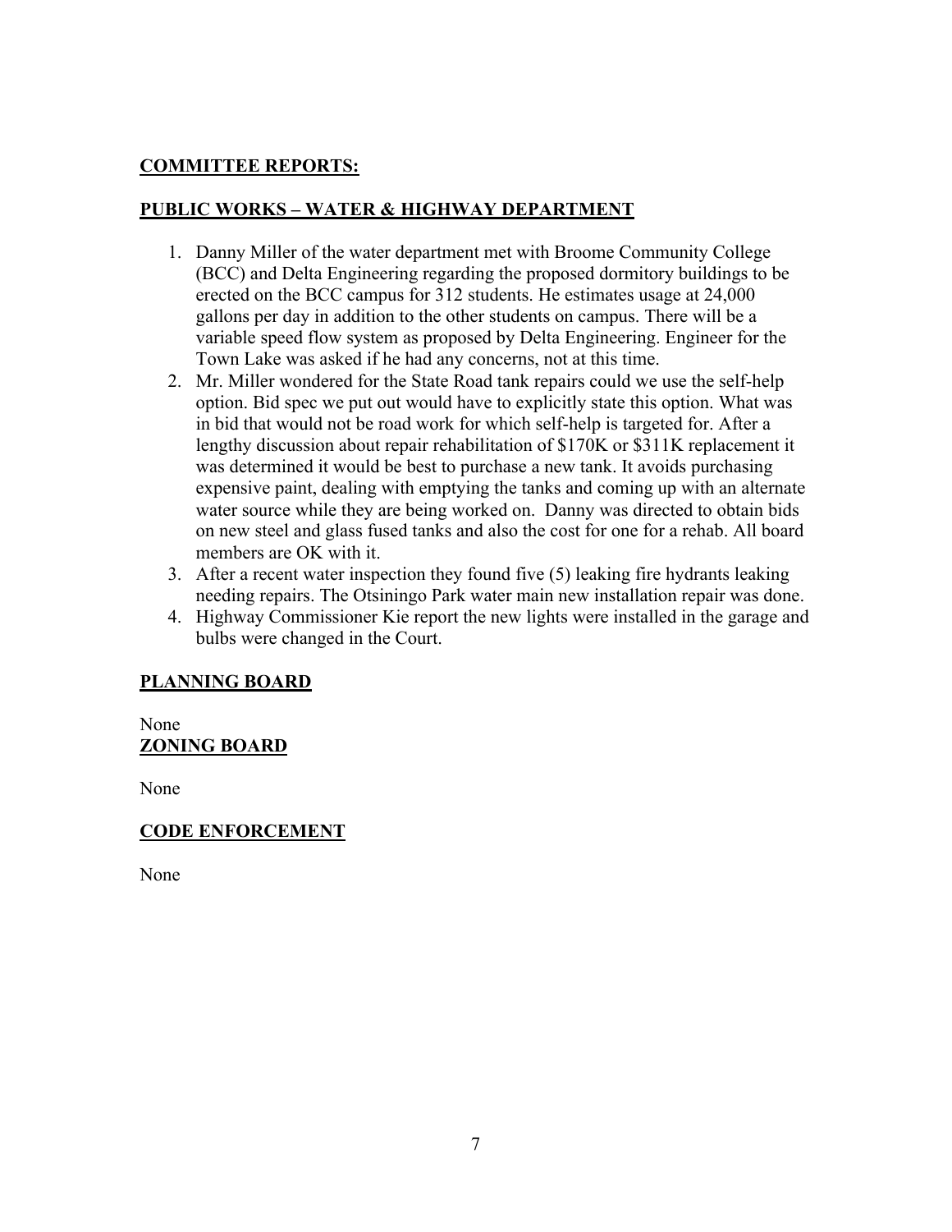## **COMMITTEE REPORTS:**

## **PUBLIC WORKS – WATER & HIGHWAY DEPARTMENT**

1. Danny Miller of the water department met with Broome Community College (BCC) and Delta Engineering regarding the proposed dormitory buildings to be erected on the BCC campus for 312 students. He estimates usage at 24,000 gallons per day in addition to the other students on campus. There will be a variable speed flow system as proposed by Delta Engineering. Engineer for the Town Lake was asked if he had any concerns, not at this time.
2. Mr. Miller wondered for the State Road tank repairs could we use the self-help option. Bid spec we put out would have to explicitly state this option. What was in bid that would not be road work for which self-help is targeted for. After a lengthy discussion about repair rehabilitation of $170K or $311K replacement it was determined it would be best to purchase a new tank. It avoids purchasing expensive paint, dealing with emptying the tanks and coming up with an alternate water source while they are being worked on. Danny was directed to obtain bids on new steel and glass fused tanks and also the cost for one for a rehab. All board members are OK with it.
3. After a recent water inspection they found five (5) leaking fire hydrants leaking needing repairs. The Otsiningo Park water main new installation repair was done.
4. Highway Commissioner Kie report the new lights were installed in the garage and bulbs were changed in the Court.

## **PLANNING BOARD**

None

## **ZONING BOARD**

None

## **CODE ENFORCEMENT**

None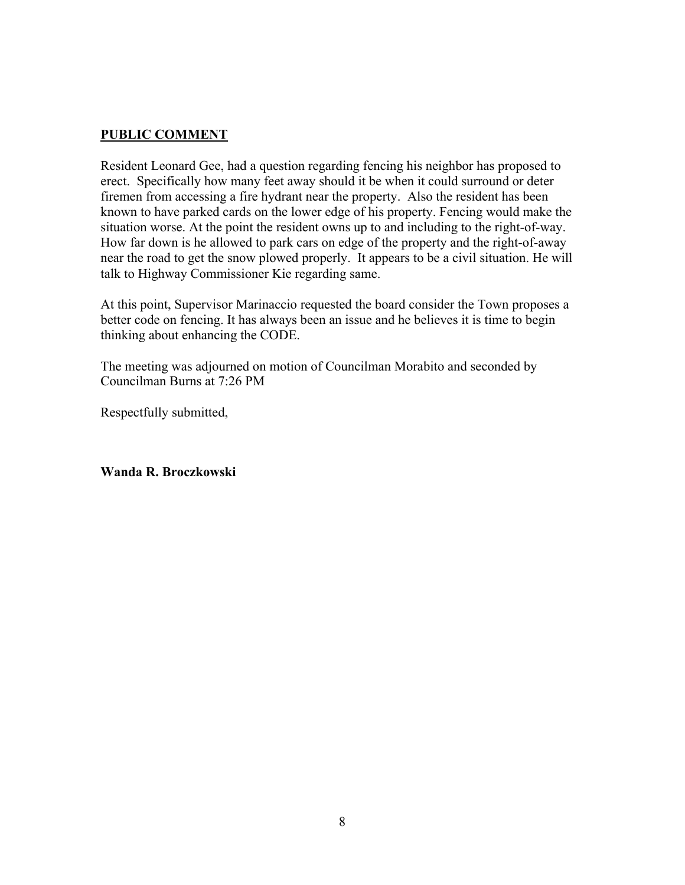## PUBLIC COMMENT

Resident Leonard Gee, had a question regarding fencing his neighbor has proposed to erect. Specifically how many feet away should it be when it could surround or deter firemen from accessing a fire hydrant near the property. Also the resident has been known to have parked cards on the lower edge of his property. Fencing would make the situation worse. At the point the resident owns up to and including to the right-of-way. How far down is he allowed to park cars on edge of the property and the right-of-away near the road to get the snow plowed properly. It appears to be a civil situation. He will talk to Highway Commissioner Kie regarding same.

At this point, Supervisor Marinaccio requested the board consider the Town proposes a better code on fencing. It has always been an issue and he believes it is time to begin thinking about enhancing the CODE.

The meeting was adjourned on motion of Councilman Morabito and seconded by Councilman Burns at 7:26 PM

Respectfully submitted,

**Wanda R. Broczkowski**